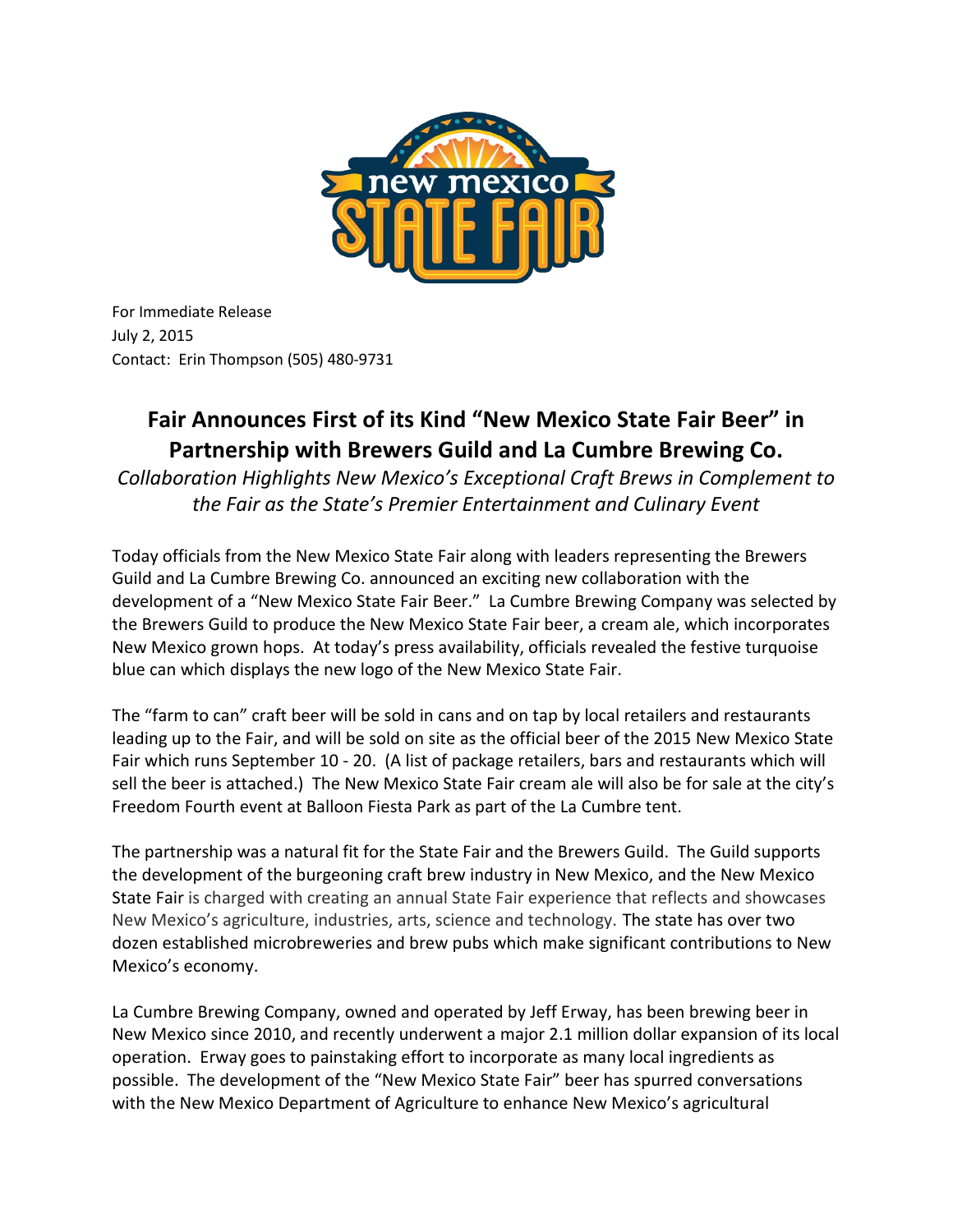For Immediate Release
July 2, 2015
Contact: Erin Thompson (505) 480-9731

# Fair Announces First of its Kind "New Mexico State Fair Beer" in Partnership with Brewers Guild and La Cumbre Brewing Co.

*Collaboration Highlights New Mexico's Exceptional Craft Brews in Complement to the Fair as the State's Premier Entertainment and Culinary Event*

Today officials from the New Mexico State Fair along with leaders representing the Brewers Guild and La Cumbre Brewing Co. announced an exciting new collaboration with the development of a "New Mexico State Fair Beer." La Cumbre Brewing Company was selected by the Brewers Guild to produce the New Mexico State Fair beer, a cream ale, which incorporates New Mexico grown hops. At today's press availability, officials revealed the festive turquoise blue can which displays the new logo of the New Mexico State Fair.

The "farm to can" craft beer will be sold in cans and on tap by local retailers and restaurants leading up to the Fair, and will be sold on site as the official beer of the 2015 New Mexico State Fair which runs September 10 - 20. (A list of package retailers, bars and restaurants which will sell the beer is attached.) The New Mexico State Fair cream ale will also be for sale at the city's Freedom Fourth event at Balloon Fiesta Park as part of the La Cumbre tent.

The partnership was a natural fit for the State Fair and the Brewers Guild. The Guild supports the development of the burgeoning craft brew industry in New Mexico, and the New Mexico State Fair is charged with creating an annual State Fair experience that reflects and showcases New Mexico's agriculture, industries, arts, science and technology. The state has over two dozen established microbreweries and brew pubs which make significant contributions to New Mexico's economy.

La Cumbre Brewing Company, owned and operated by Jeff Erway, has been brewing beer in New Mexico since 2010, and recently underwent a major 2.1 million dollar expansion of its local operation. Erway goes to painstaking effort to incorporate as many local ingredients as possible. The development of the "New Mexico State Fair" beer has spurred conversations with the New Mexico Department of Agriculture to enhance New Mexico's agricultural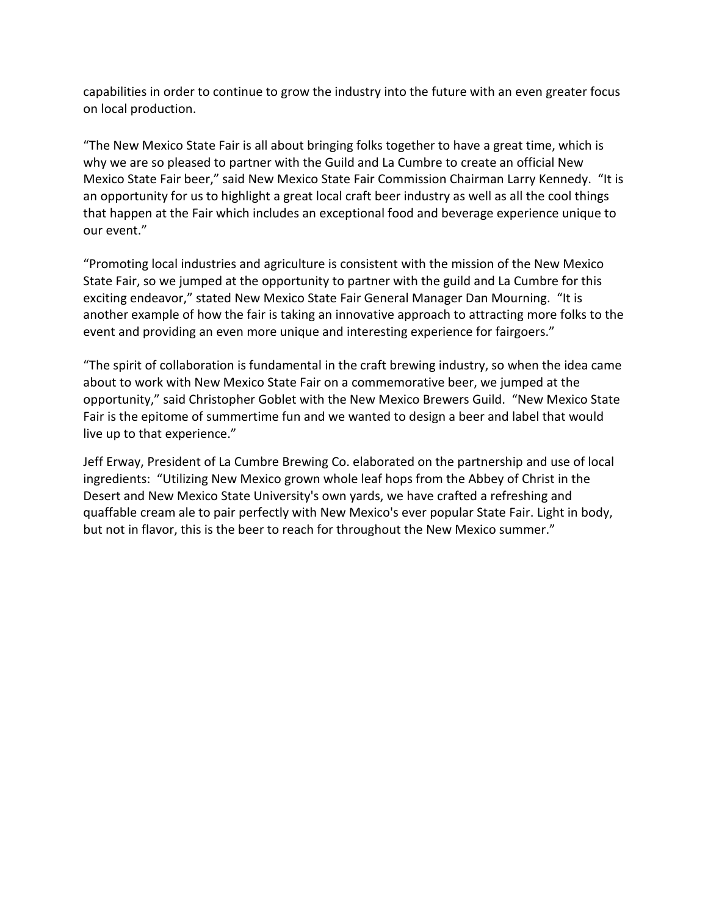capabilities in order to continue to grow the industry into the future with an even greater focus on local production.

"The New Mexico State Fair is all about bringing folks together to have a great time, which is why we are so pleased to partner with the Guild and La Cumbre to create an official New Mexico State Fair beer," said New Mexico State Fair Commission Chairman Larry Kennedy. "It is an opportunity for us to highlight a great local craft beer industry as well as all the cool things that happen at the Fair which includes an exceptional food and beverage experience unique to our event."

"Promoting local industries and agriculture is consistent with the mission of the New Mexico State Fair, so we jumped at the opportunity to partner with the guild and La Cumbre for this exciting endeavor," stated New Mexico State Fair General Manager Dan Mourning. "It is another example of how the fair is taking an innovative approach to attracting more folks to the event and providing an even more unique and interesting experience for fairgoers."

"The spirit of collaboration is fundamental in the craft brewing industry, so when the idea came about to work with New Mexico State Fair on a commemorative beer, we jumped at the opportunity," said Christopher Goblet with the New Mexico Brewers Guild. "New Mexico State Fair is the epitome of summertime fun and we wanted to design a beer and label that would live up to that experience."

Jeff Erway, President of La Cumbre Brewing Co. elaborated on the partnership and use of local ingredients: "Utilizing New Mexico grown whole leaf hops from the Abbey of Christ in the Desert and New Mexico State University's own yards, we have crafted a refreshing and quaffable cream ale to pair perfectly with New Mexico's ever popular State Fair. Light in body, but not in flavor, this is the beer to reach for throughout the New Mexico summer."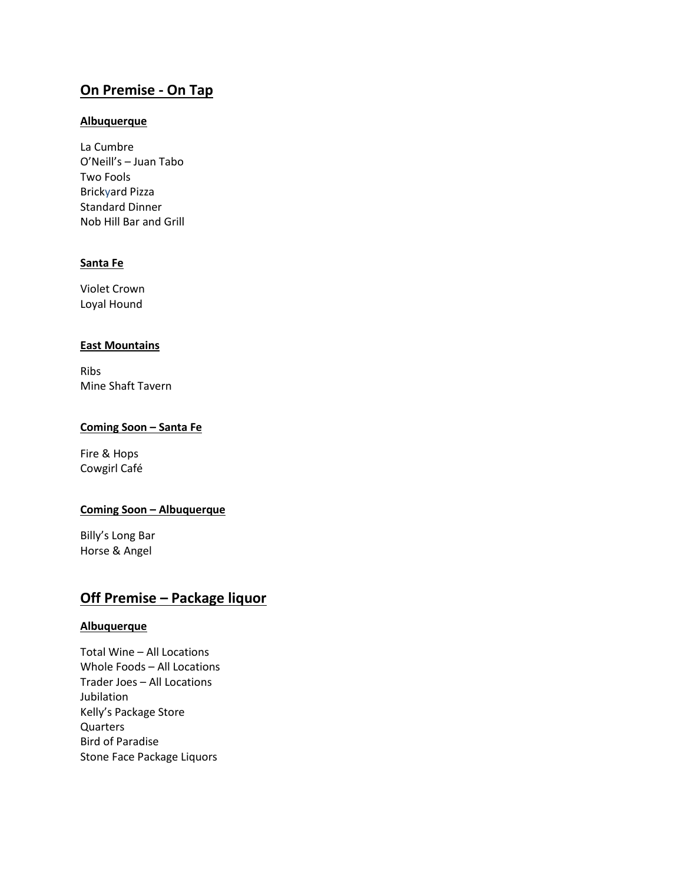## On Premise - On Tap

### Albuquerque

La Cumbre
O'Neill's – Juan Tabo
Two Fools
Brickyard Pizza
Standard Dinner
Nob Hill Bar and Grill

### Santa Fe

Violet Crown
Loyal Hound

### East Mountains

Ribs
Mine Shaft Tavern

### Coming Soon – Santa Fe

Fire & Hops
Cowgirl Café

### Coming Soon – Albuquerque

Billy's Long Bar
Horse & Angel

## Off Premise – Package liquor

### Albuquerque

Total Wine – All Locations
Whole Foods – All Locations
Trader Joes – All Locations
Jubilation
Kelly's Package Store
Quarters
Bird of Paradise
Stone Face Package Liquors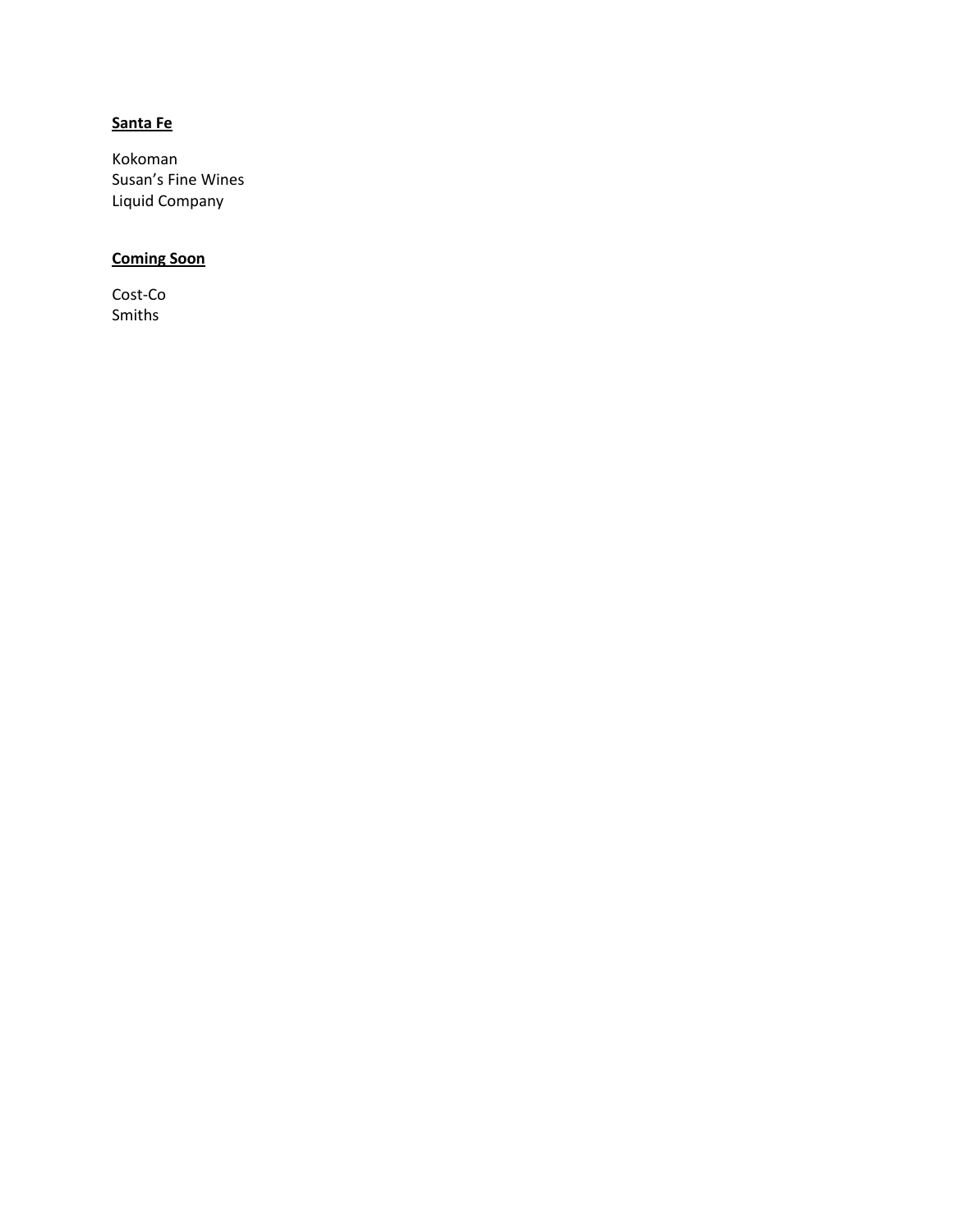**Santa Fe**

Kokoman
Susan's Fine Wines
Liquid Company

**Coming Soon**

Cost-Co
Smiths